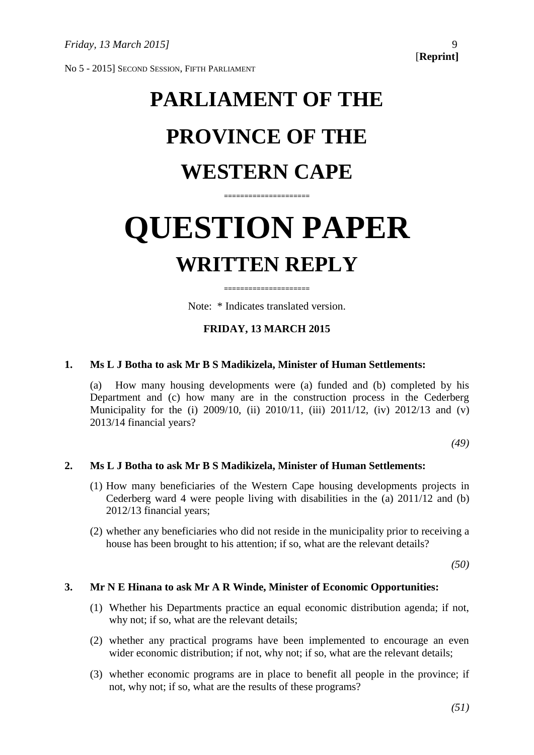*Friday, 13 March 2015]*

[**Reprint]**

No 5 - 2015] SECOND SESSION, FIFTH PARLIAMENT

# PARLIAMENT OF THE PROVINCE OF THE WESTERN CAPE

====================

# QUESTION PAPER

## WRITTEN REPLY

====================

Note: * Indicates translated version.

**FRIDAY, 13 MARCH 2015**

**1. Ms L J Botha to ask Mr B S Madikizela, Minister of Human Settlements:**

(a) How many housing developments were (a) funded and (b) completed by his Department and (c) how many are in the construction process in the Cederberg Municipality for the (i) 2009/10, (ii) 2010/11, (iii) 2011/12, (iv) 2012/13 and (v) 2013/14 financial years?

*(49)*

**2. Ms L J Botha to ask Mr B S Madikizela, Minister of Human Settlements:**

(1) How many beneficiaries of the Western Cape housing developments projects in Cederberg ward 4 were people living with disabilities in the (a) 2011/12 and (b) 2012/13 financial years;

(2) whether any beneficiaries who did not reside in the municipality prior to receiving a house has been brought to his attention; if so, what are the relevant details?

*(50)*

**3. Mr N E Hinana to ask Mr A R Winde, Minister of Economic Opportunities:**

(1) Whether his Departments practice an equal economic distribution agenda; if not, why not; if so, what are the relevant details;

(2) whether any practical programs have been implemented to encourage an even wider economic distribution; if not, why not; if so, what are the relevant details;

(3) whether economic programs are in place to benefit all people in the province; if not, why not; if so, what are the results of these programs?

*(51)*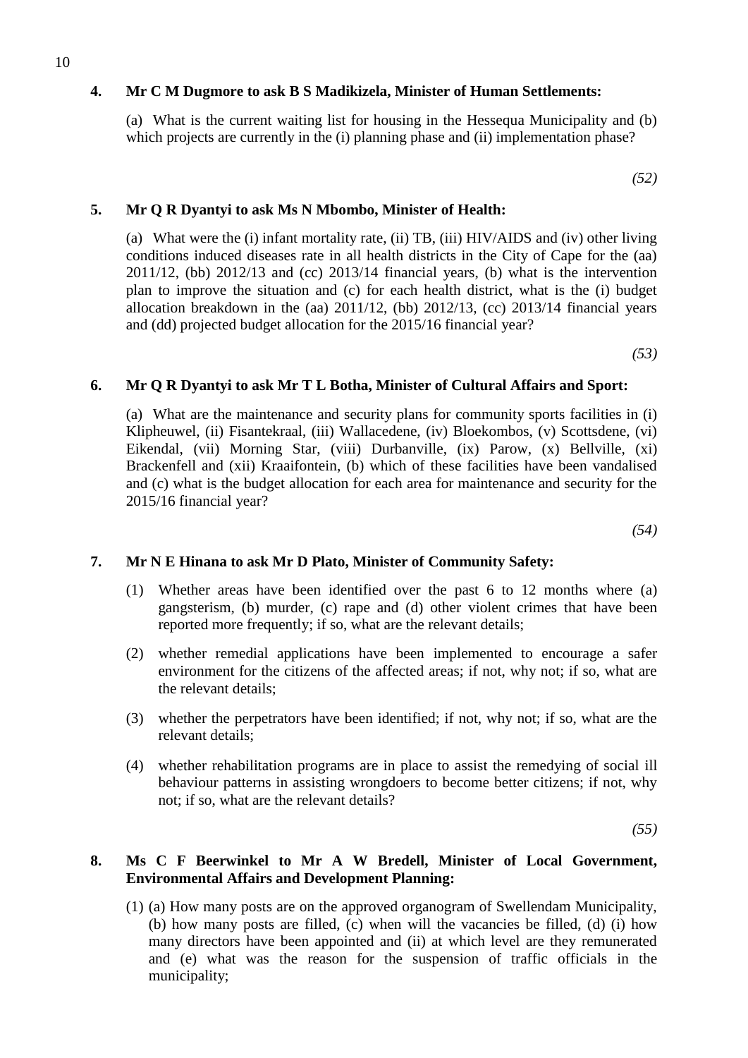**4. Mr C M Dugmore to ask B S Madikizela, Minister of Human Settlements:**

(a) What is the current waiting list for housing in the Hessequa Municipality and (b) which projects are currently in the (i) planning phase and (ii) implementation phase?

*(52)*

**5. Mr Q R Dyantyi to ask Ms N Mbombo, Minister of Health:**

(a) What were the (i) infant mortality rate, (ii) TB, (iii) HIV/AIDS and (iv) other living conditions induced diseases rate in all health districts in the City of Cape for the (aa) 2011/12, (bb) 2012/13 and (cc) 2013/14 financial years, (b) what is the intervention plan to improve the situation and (c) for each health district, what is the (i) budget allocation breakdown in the (aa) 2011/12, (bb) 2012/13, (cc) 2013/14 financial years and (dd) projected budget allocation for the 2015/16 financial year?

*(53)*

**6. Mr Q R Dyantyi to ask Mr T L Botha, Minister of Cultural Affairs and Sport:**

(a) What are the maintenance and security plans for community sports facilities in (i) Klipheuwel, (ii) Fisantekraal, (iii) Wallacedene, (iv) Bloekombos, (v) Scottsdene, (vi) Eikendal, (vii) Morning Star, (viii) Durbanville, (ix) Parow, (x) Bellville, (xi) Brackenfell and (xii) Kraaifontein, (b) which of these facilities have been vandalised and (c) what is the budget allocation for each area for maintenance and security for the 2015/16 financial year?

*(54)*

**7. Mr N E Hinana to ask Mr D Plato, Minister of Community Safety:**

(1) Whether areas have been identified over the past 6 to 12 months where (a) gangsterism, (b) murder, (c) rape and (d) other violent crimes that have been reported more frequently; if so, what are the relevant details;

(2) whether remedial applications have been implemented to encourage a safer environment for the citizens of the affected areas; if not, why not; if so, what are the relevant details;

(3) whether the perpetrators have been identified; if not, why not; if so, what are the relevant details;

(4) whether rehabilitation programs are in place to assist the remedying of social ill behaviour patterns in assisting wrongdoers to become better citizens; if not, why not; if so, what are the relevant details?

*(55)*

**8. Ms C F Beerwinkel to Mr A W Bredell, Minister of Local Government, Environmental Affairs and Development Planning:**

(1) (a) How many posts are on the approved organogram of Swellendam Municipality, (b) how many posts are filled, (c) when will the vacancies be filled, (d) (i) how many directors have been appointed and (ii) at which level are they remunerated and (e) what was the reason for the suspension of traffic officials in the municipality;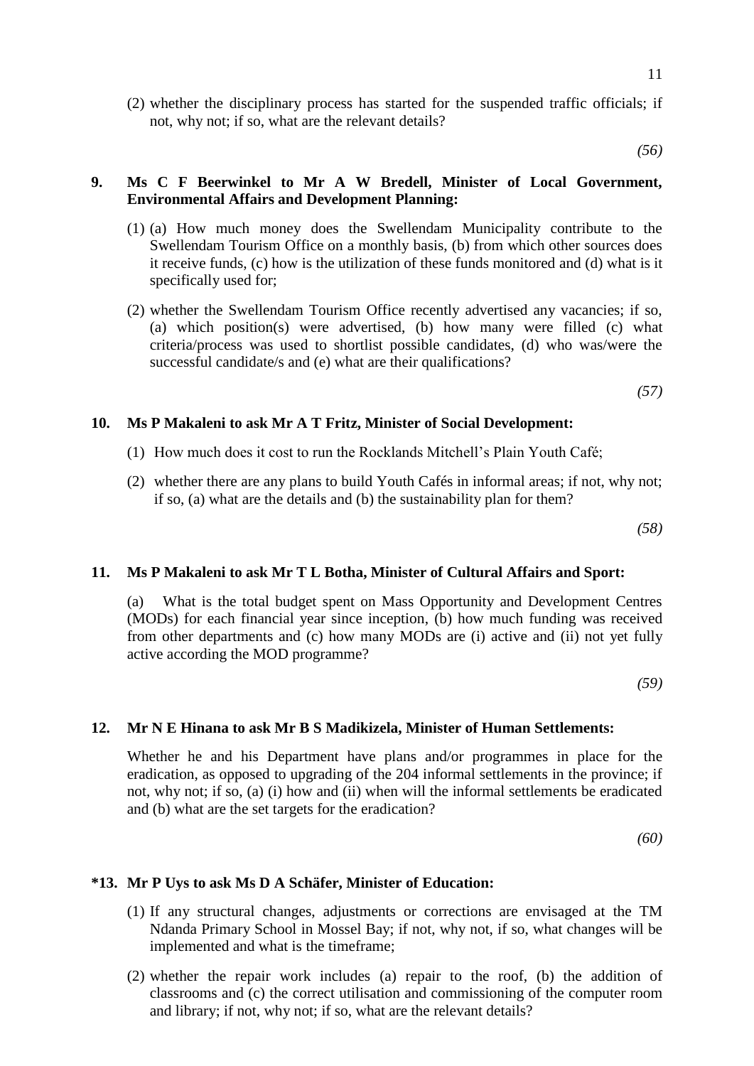(2) whether the disciplinary process has started for the suspended traffic officials; if not, why not; if so, what are the relevant details?

*(56)*

**9. Ms C F Beerwinkel to Mr A W Bredell, Minister of Local Government, Environmental Affairs and Development Planning:**

(1) (a) How much money does the Swellendam Municipality contribute to the Swellendam Tourism Office on a monthly basis, (b) from which other sources does it receive funds, (c) how is the utilization of these funds monitored and (d) what is it specifically used for;

(2) whether the Swellendam Tourism Office recently advertised any vacancies; if so, (a) which position(s) were advertised, (b) how many were filled (c) what criteria/process was used to shortlist possible candidates, (d) who was/were the successful candidate/s and (e) what are their qualifications?

*(57)*

**10. Ms P Makaleni to ask Mr A T Fritz, Minister of Social Development:**

(1) How much does it cost to run the Rocklands Mitchell's Plain Youth Café;

(2) whether there are any plans to build Youth Cafés in informal areas; if not, why not; if so, (a) what are the details and (b) the sustainability plan for them?

*(58)*

**11. Ms P Makaleni to ask Mr T L Botha, Minister of Cultural Affairs and Sport:**

(a) What is the total budget spent on Mass Opportunity and Development Centres (MODs) for each financial year since inception, (b) how much funding was received from other departments and (c) how many MODs are (i) active and (ii) not yet fully active according the MOD programme?

*(59)*

**12. Mr N E Hinana to ask Mr B S Madikizela, Minister of Human Settlements:**

Whether he and his Department have plans and/or programmes in place for the eradication, as opposed to upgrading of the 204 informal settlements in the province; if not, why not; if so, (a) (i) how and (ii) when will the informal settlements be eradicated and (b) what are the set targets for the eradication?

*(60)*

**\*13. Mr P Uys to ask Ms D A Schäfer, Minister of Education:**

(1) If any structural changes, adjustments or corrections are envisaged at the TM Ndanda Primary School in Mossel Bay; if not, why not, if so, what changes will be implemented and what is the timeframe;

(2) whether the repair work includes (a) repair to the roof, (b) the addition of classrooms and (c) the correct utilisation and commissioning of the computer room and library; if not, why not; if so, what are the relevant details?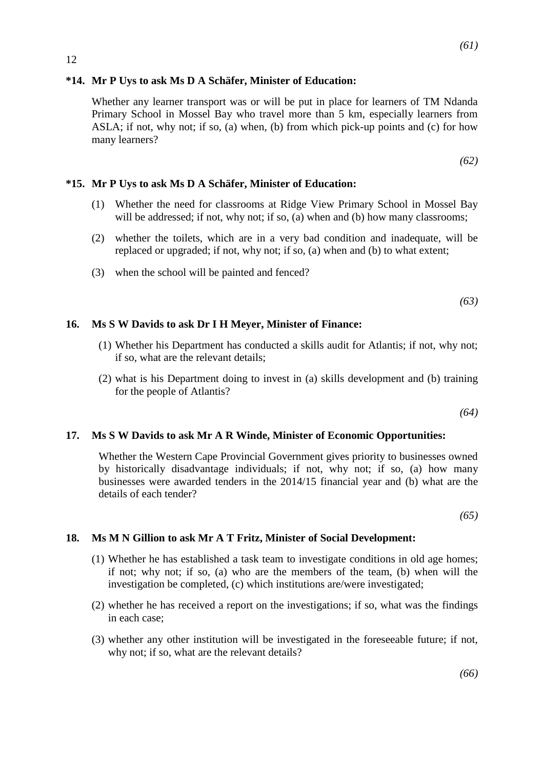*(61)*

**\*14. Mr P Uys to ask Ms D A Schäfer, Minister of Education:**

Whether any learner transport was or will be put in place for learners of TM Ndanda Primary School in Mossel Bay who travel more than 5 km, especially learners from ASLA; if not, why not; if so, (a) when, (b) from which pick-up points and (c) for how many learners?

*(62)*

**\*15. Mr P Uys to ask Ms D A Schäfer, Minister of Education:**

(1) Whether the need for classrooms at Ridge View Primary School in Mossel Bay will be addressed; if not, why not; if so, (a) when and (b) how many classrooms;

(2) whether the toilets, which are in a very bad condition and inadequate, will be replaced or upgraded; if not, why not; if so, (a) when and (b) to what extent;

(3) when the school will be painted and fenced?

*(63)*

**16. Ms S W Davids to ask Dr I H Meyer, Minister of Finance:**

(1) Whether his Department has conducted a skills audit for Atlantis; if not, why not; if so, what are the relevant details;

(2) what is his Department doing to invest in (a) skills development and (b) training for the people of Atlantis?

*(64)*

**17. Ms S W Davids to ask Mr A R Winde, Minister of Economic Opportunities:**

Whether the Western Cape Provincial Government gives priority to businesses owned by historically disadvantage individuals; if not, why not; if so, (a) how many businesses were awarded tenders in the 2014/15 financial year and (b) what are the details of each tender?

*(65)*

**18. Ms M N Gillion to ask Mr A T Fritz, Minister of Social Development:**

(1) Whether he has established a task team to investigate conditions in old age homes; if not; why not; if so, (a) who are the members of the team, (b) when will the investigation be completed, (c) which institutions are/were investigated;

(2) whether he has received a report on the investigations; if so, what was the findings in each case;

(3) whether any other institution will be investigated in the foreseeable future; if not, why not; if so, what are the relevant details?

*(66)*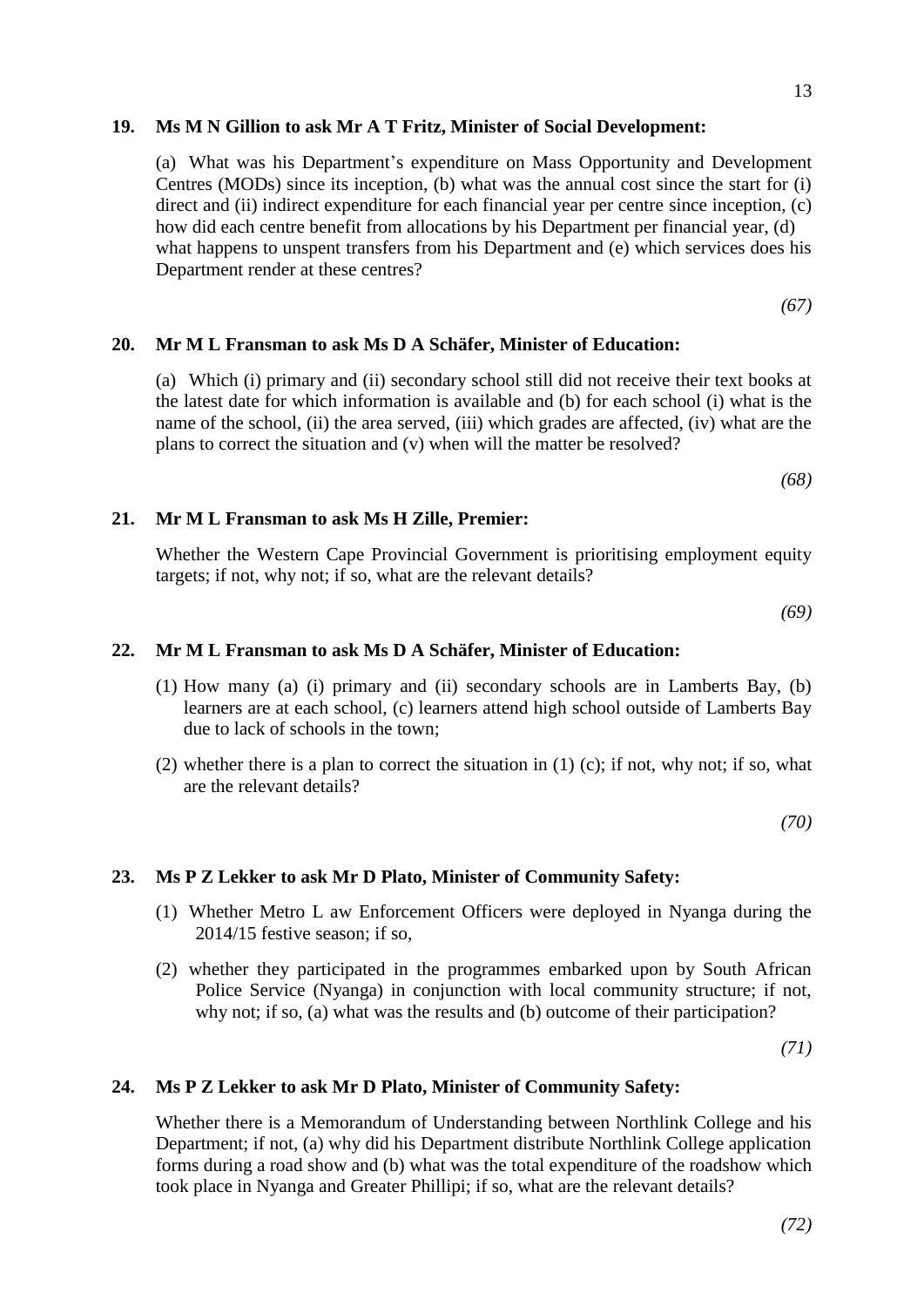**19. Ms M N Gillion to ask Mr A T Fritz, Minister of Social Development:**

(a) What was his Department's expenditure on Mass Opportunity and Development Centres (MODs) since its inception, (b) what was the annual cost since the start for (i) direct and (ii) indirect expenditure for each financial year per centre since inception, (c) how did each centre benefit from allocations by his Department per financial year, (d) what happens to unspent transfers from his Department and (e) which services does his Department render at these centres?

*(67)*

**20. Mr M L Fransman to ask Ms D A Schäfer, Minister of Education:**

(a) Which (i) primary and (ii) secondary school still did not receive their text books at the latest date for which information is available and (b) for each school (i) what is the name of the school, (ii) the area served, (iii) which grades are affected, (iv) what are the plans to correct the situation and (v) when will the matter be resolved?

*(68)*

**21. Mr M L Fransman to ask Ms H Zille, Premier:**

Whether the Western Cape Provincial Government is prioritising employment equity targets; if not, why not; if so, what are the relevant details?

*(69)*

**22. Mr M L Fransman to ask Ms D A Schäfer, Minister of Education:**

(1) How many (a) (i) primary and (ii) secondary schools are in Lamberts Bay, (b) learners are at each school, (c) learners attend high school outside of Lamberts Bay due to lack of schools in the town;

(2) whether there is a plan to correct the situation in (1) (c); if not, why not; if so, what are the relevant details?

*(70)*

**23. Ms P Z Lekker to ask Mr D Plato, Minister of Community Safety:**

(1) Whether Metro L aw Enforcement Officers were deployed in Nyanga during the 2014/15 festive season; if so,

(2) whether they participated in the programmes embarked upon by South African Police Service (Nyanga) in conjunction with local community structure; if not, why not; if so, (a) what was the results and (b) outcome of their participation?

*(71)*

**24. Ms P Z Lekker to ask Mr D Plato, Minister of Community Safety:**

Whether there is a Memorandum of Understanding between Northlink College and his Department; if not, (a) why did his Department distribute Northlink College application forms during a road show and (b) what was the total expenditure of the roadshow which took place in Nyanga and Greater Phillipi; if so, what are the relevant details?

*(72)*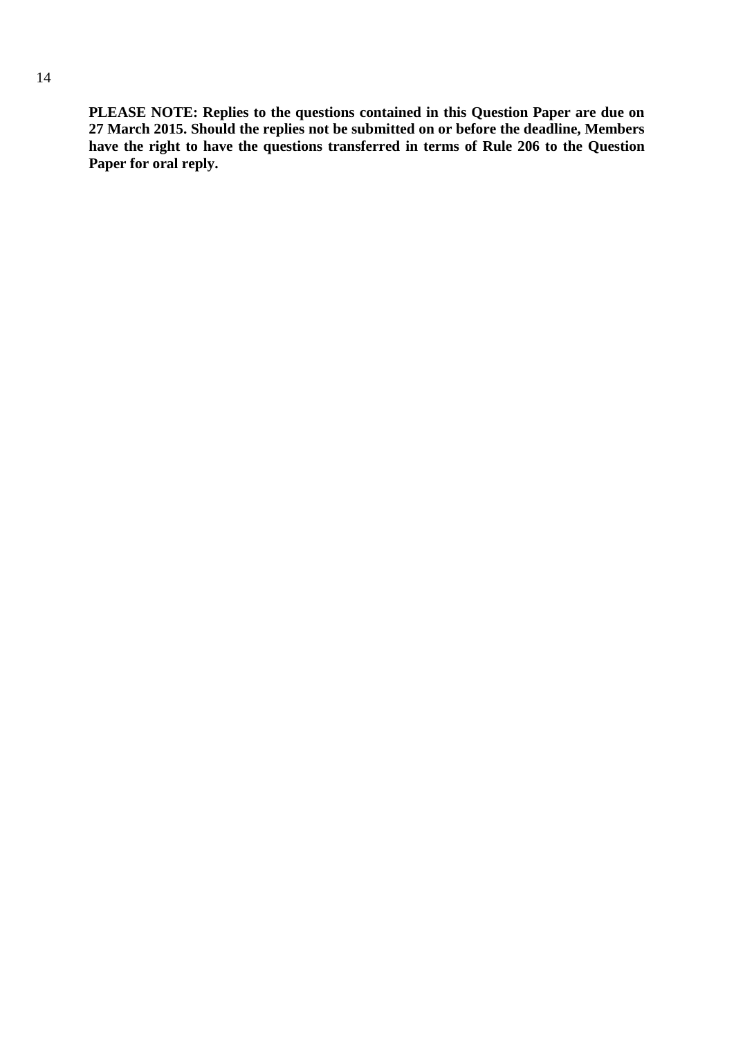**PLEASE NOTE: Replies to the questions contained in this Question Paper are due on 27 March 2015. Should the replies not be submitted on or before the deadline, Members have the right to have the questions transferred in terms of Rule 206 to the Question Paper for oral reply.**